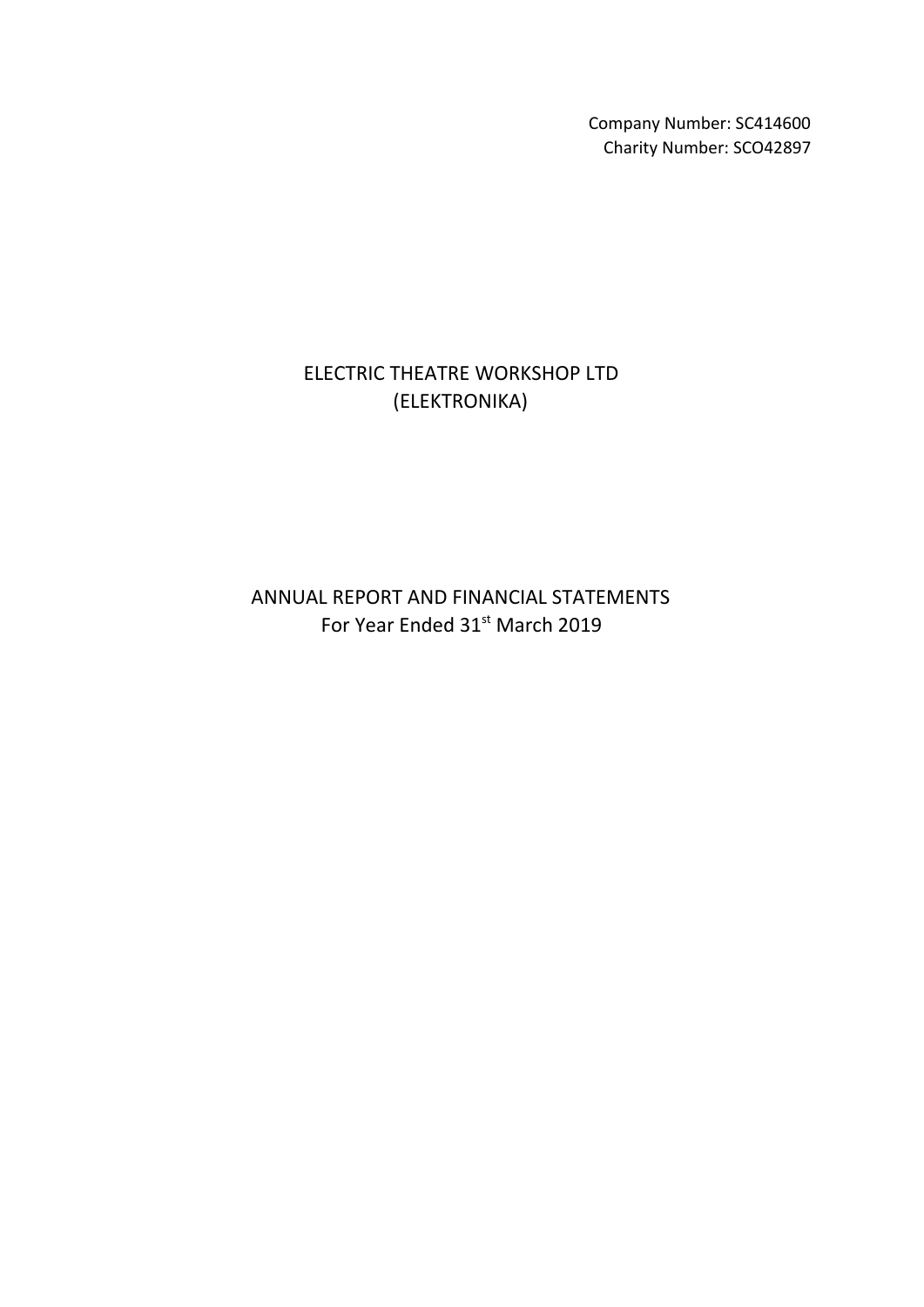Company Number: SC414600
Charity Number: SCO42897

# ELECTRIC THEATRE WORKSHOP LTD
# (ELEKTRONIKA)

## ANNUAL REPORT AND FINANCIAL STATEMENTS
## For Year Ended 31st March 2019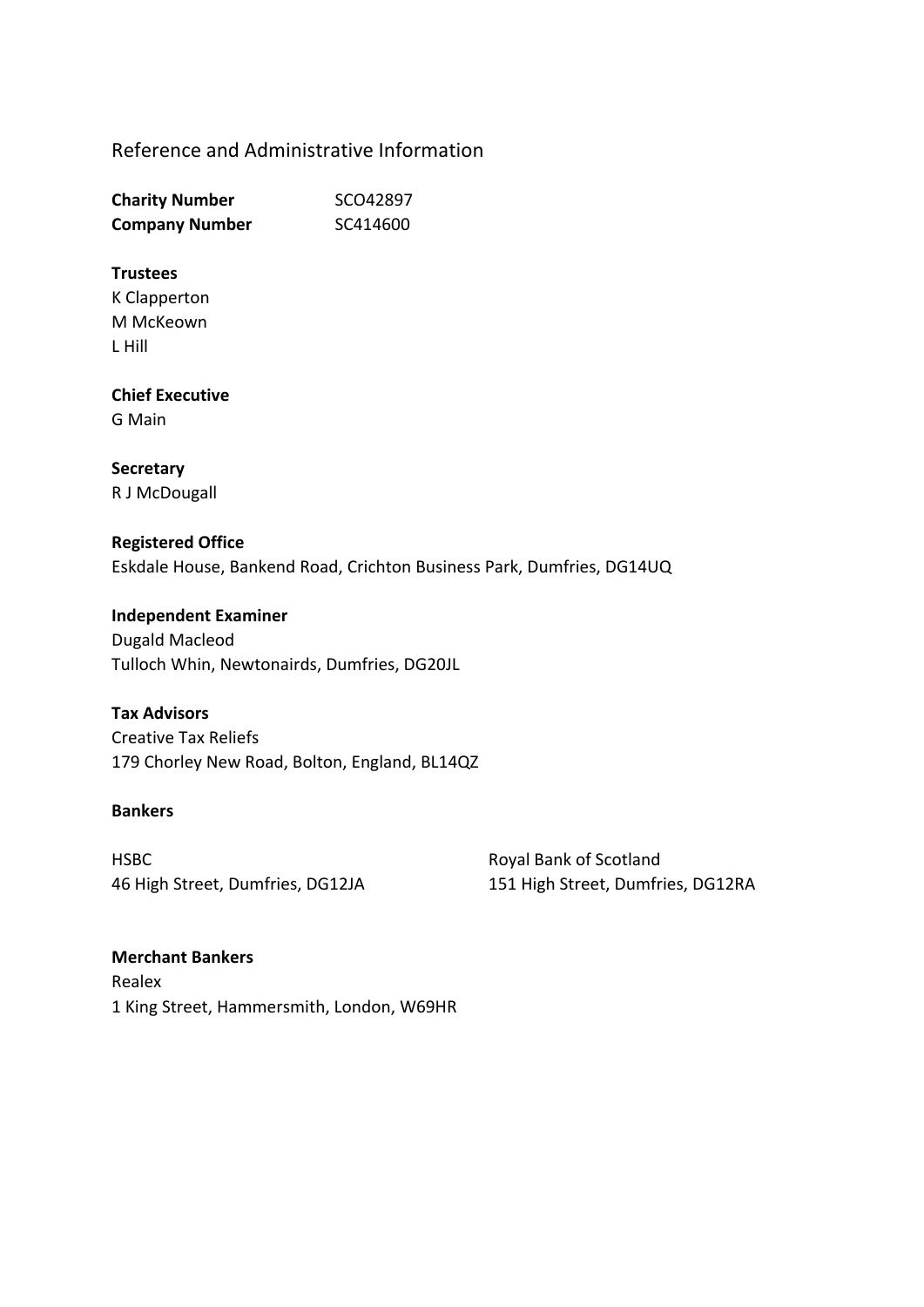## Reference and Administrative Information

**Charity Number** SCO42897
**Company Number** SC414600

**Trustees**
K Clapperton
M McKeown
L Hill

**Chief Executive**
G Main

**Secretary**
R J McDougall

**Registered Office**
Eskdale House, Bankend Road, Crichton Business Park, Dumfries, DG14UQ

**Independent Examiner**
Dugald Macleod
Tulloch Whin, Newtonairds, Dumfries, DG20JL

**Tax Advisors**
Creative Tax Reliefs
179 Chorley New Road, Bolton, England, BL14QZ

**Bankers**

HSBC
46 High Street, Dumfries, DG12JA

Royal Bank of Scotland
151 High Street, Dumfries, DG12RA

**Merchant Bankers**
Realex
1 King Street, Hammersmith, London, W69HR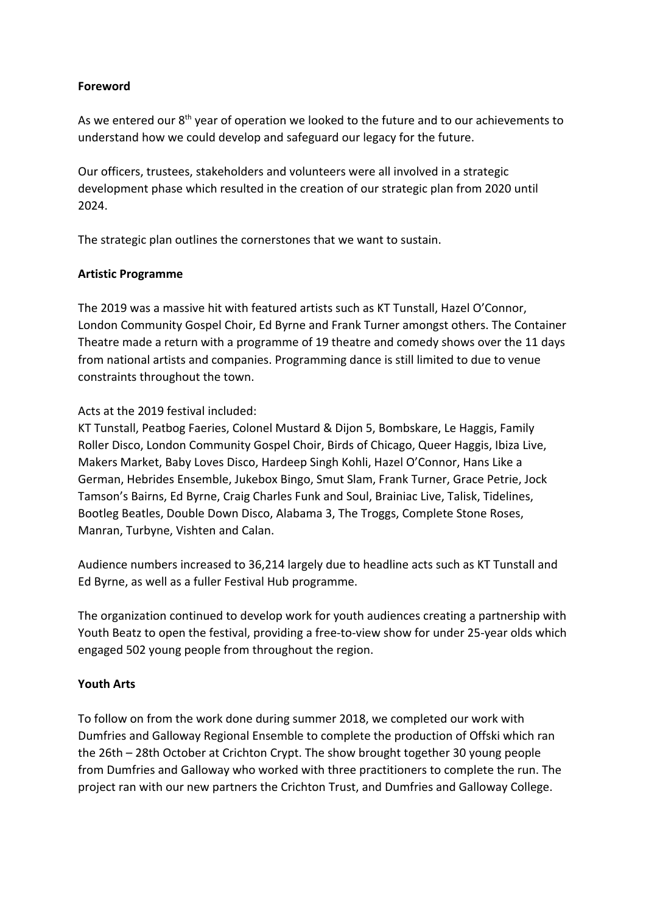**Foreword**

As we entered our 8th year of operation we looked to the future and to our achievements to understand how we could develop and safeguard our legacy for the future.

Our officers, trustees, stakeholders and volunteers were all involved in a strategic development phase which resulted in the creation of our strategic plan from 2020 until 2024.

The strategic plan outlines the cornerstones that we want to sustain.

**Artistic Programme**

The 2019 was a massive hit with featured artists such as KT Tunstall, Hazel O'Connor, London Community Gospel Choir, Ed Byrne and Frank Turner amongst others. The Container Theatre made a return with a programme of 19 theatre and comedy shows over the 11 days from national artists and companies. Programming dance is still limited to due to venue constraints throughout the town.

Acts at the 2019 festival included:
KT Tunstall, Peatbog Faeries, Colonel Mustard & Dijon 5, Bombskare, Le Haggis, Family Roller Disco, London Community Gospel Choir, Birds of Chicago, Queer Haggis, Ibiza Live, Makers Market, Baby Loves Disco, Hardeep Singh Kohli, Hazel O'Connor, Hans Like a German, Hebrides Ensemble, Jukebox Bingo, Smut Slam, Frank Turner, Grace Petrie, Jock Tamson's Bairns, Ed Byrne, Craig Charles Funk and Soul, Brainiac Live, Talisk, Tidelines, Bootleg Beatles, Double Down Disco, Alabama 3, The Troggs, Complete Stone Roses, Manran, Turbyne, Vishten and Calan.

Audience numbers increased to 36,214 largely due to headline acts such as KT Tunstall and Ed Byrne, as well as a fuller Festival Hub programme.

The organization continued to develop work for youth audiences creating a partnership with Youth Beatz to open the festival, providing a free-to-view show for under 25-year olds which engaged 502 young people from throughout the region.

**Youth Arts**

To follow on from the work done during summer 2018, we completed our work with Dumfries and Galloway Regional Ensemble to complete the production of Offski which ran the 26th – 28th October at Crichton Crypt. The show brought together 30 young people from Dumfries and Galloway who worked with three practitioners to complete the run. The project ran with our new partners the Crichton Trust, and Dumfries and Galloway College.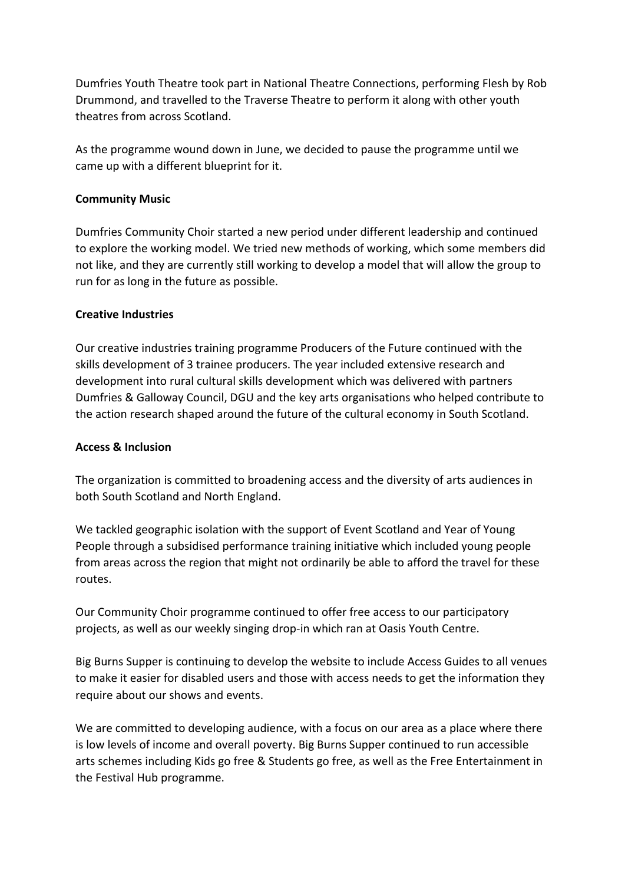Dumfries Youth Theatre took part in National Theatre Connections, performing Flesh by Rob Drummond, and travelled to the Traverse Theatre to perform it along with other youth theatres from across Scotland.

As the programme wound down in June, we decided to pause the programme until we came up with a different blueprint for it.

**Community Music**

Dumfries Community Choir started a new period under different leadership and continued to explore the working model. We tried new methods of working, which some members did not like, and they are currently still working to develop a model that will allow the group to run for as long in the future as possible.

**Creative Industries**

Our creative industries training programme Producers of the Future continued with the skills development of 3 trainee producers. The year included extensive research and development into rural cultural skills development which was delivered with partners Dumfries & Galloway Council, DGU and the key arts organisations who helped contribute to the action research shaped around the future of the cultural economy in South Scotland.

**Access & Inclusion**

The organization is committed to broadening access and the diversity of arts audiences in both South Scotland and North England.

We tackled geographic isolation with the support of Event Scotland and Year of Young People through a subsidised performance training initiative which included young people from areas across the region that might not ordinarily be able to afford the travel for these routes.

Our Community Choir programme continued to offer free access to our participatory projects, as well as our weekly singing drop-in which ran at Oasis Youth Centre.

Big Burns Supper is continuing to develop the website to include Access Guides to all venues to make it easier for disabled users and those with access needs to get the information they require about our shows and events.

We are committed to developing audience, with a focus on our area as a place where there is low levels of income and overall poverty. Big Burns Supper continued to run accessible arts schemes including Kids go free & Students go free, as well as the Free Entertainment in the Festival Hub programme.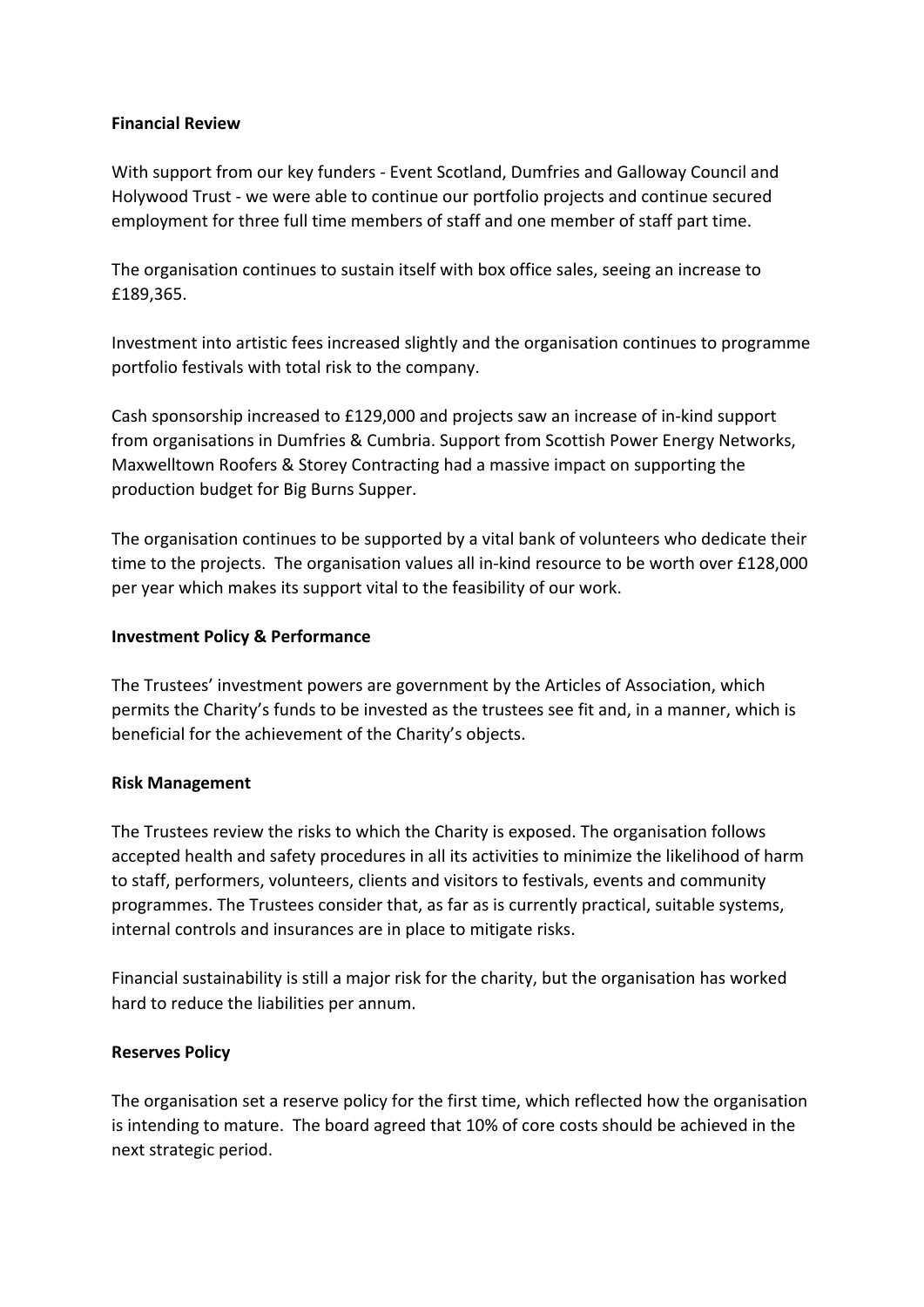**Financial Review**

With support from our key funders - Event Scotland, Dumfries and Galloway Council and Holywood Trust - we were able to continue our portfolio projects and continue secured employment for three full time members of staff and one member of staff part time.

The organisation continues to sustain itself with box office sales, seeing an increase to £189,365.

Investment into artistic fees increased slightly and the organisation continues to programme portfolio festivals with total risk to the company.

Cash sponsorship increased to £129,000 and projects saw an increase of in-kind support from organisations in Dumfries & Cumbria. Support from Scottish Power Energy Networks, Maxwelltown Roofers & Storey Contracting had a massive impact on supporting the production budget for Big Burns Supper.

The organisation continues to be supported by a vital bank of volunteers who dedicate their time to the projects. The organisation values all in-kind resource to be worth over £128,000 per year which makes its support vital to the feasibility of our work.

**Investment Policy & Performance**

The Trustees' investment powers are government by the Articles of Association, which permits the Charity's funds to be invested as the trustees see fit and, in a manner, which is beneficial for the achievement of the Charity's objects.

**Risk Management**

The Trustees review the risks to which the Charity is exposed. The organisation follows accepted health and safety procedures in all its activities to minimize the likelihood of harm to staff, performers, volunteers, clients and visitors to festivals, events and community programmes. The Trustees consider that, as far as is currently practical, suitable systems, internal controls and insurances are in place to mitigate risks.

Financial sustainability is still a major risk for the charity, but the organisation has worked hard to reduce the liabilities per annum.

**Reserves Policy**

The organisation set a reserve policy for the first time, which reflected how the organisation is intending to mature. The board agreed that 10% of core costs should be achieved in the next strategic period.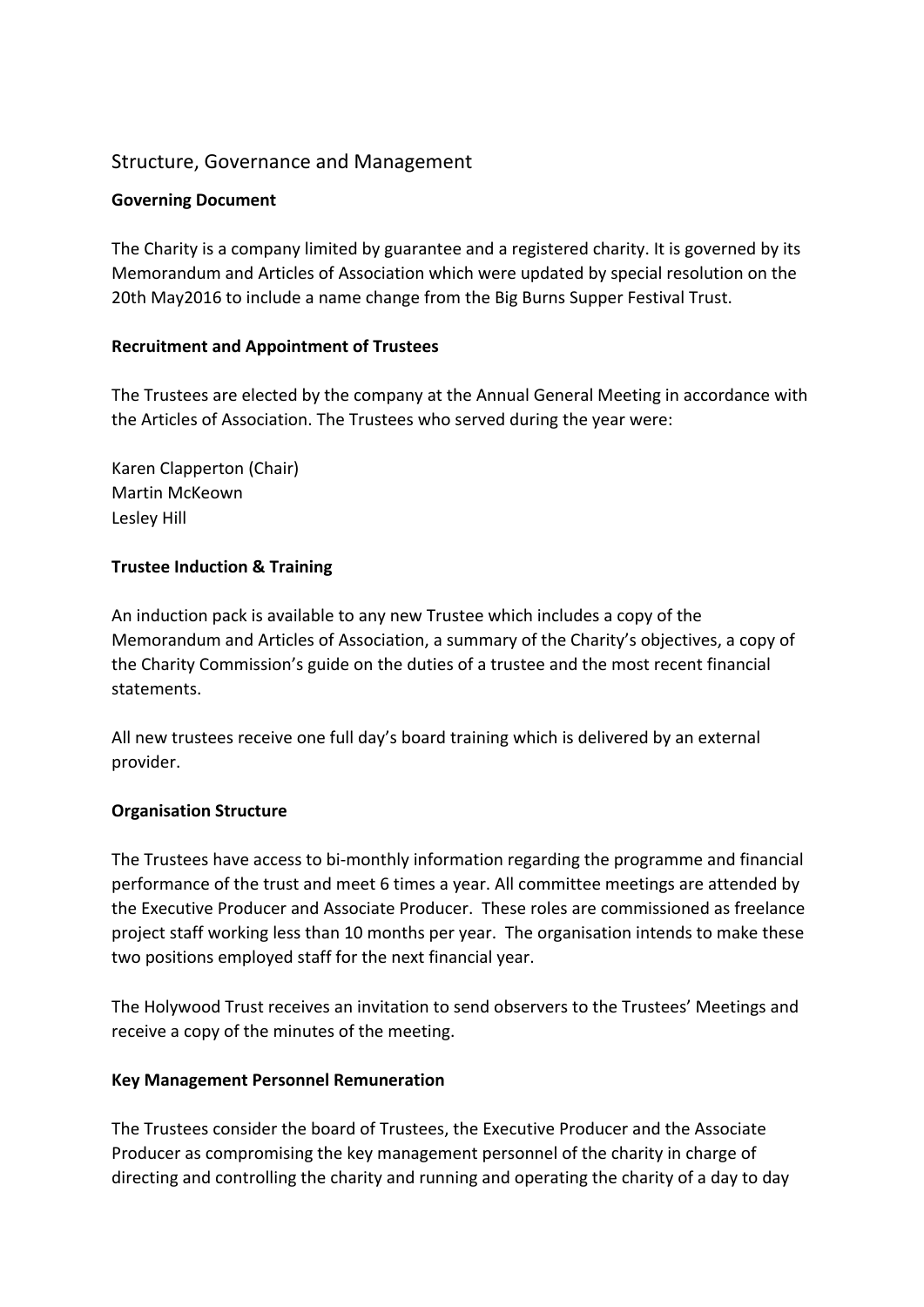## Structure, Governance and Management

### Governing Document

The Charity is a company limited by guarantee and a registered charity. It is governed by its Memorandum and Articles of Association which were updated by special resolution on the 20th May2016 to include a name change from the Big Burns Supper Festival Trust.

### Recruitment and Appointment of Trustees

The Trustees are elected by the company at the Annual General Meeting in accordance with the Articles of Association. The Trustees who served during the year were:

Karen Clapperton (Chair)
Martin McKeown
Lesley Hill

### Trustee Induction & Training

An induction pack is available to any new Trustee which includes a copy of the Memorandum and Articles of Association, a summary of the Charity's objectives, a copy of the Charity Commission's guide on the duties of a trustee and the most recent financial statements.

All new trustees receive one full day's board training which is delivered by an external provider.

### Organisation Structure

The Trustees have access to bi-monthly information regarding the programme and financial performance of the trust and meet 6 times a year. All committee meetings are attended by the Executive Producer and Associate Producer. These roles are commissioned as freelance project staff working less than 10 months per year. The organisation intends to make these two positions employed staff for the next financial year.

The Holywood Trust receives an invitation to send observers to the Trustees' Meetings and receive a copy of the minutes of the meeting.

### Key Management Personnel Remuneration

The Trustees consider the board of Trustees, the Executive Producer and the Associate Producer as compromising the key management personnel of the charity in charge of directing and controlling the charity and running and operating the charity of a day to day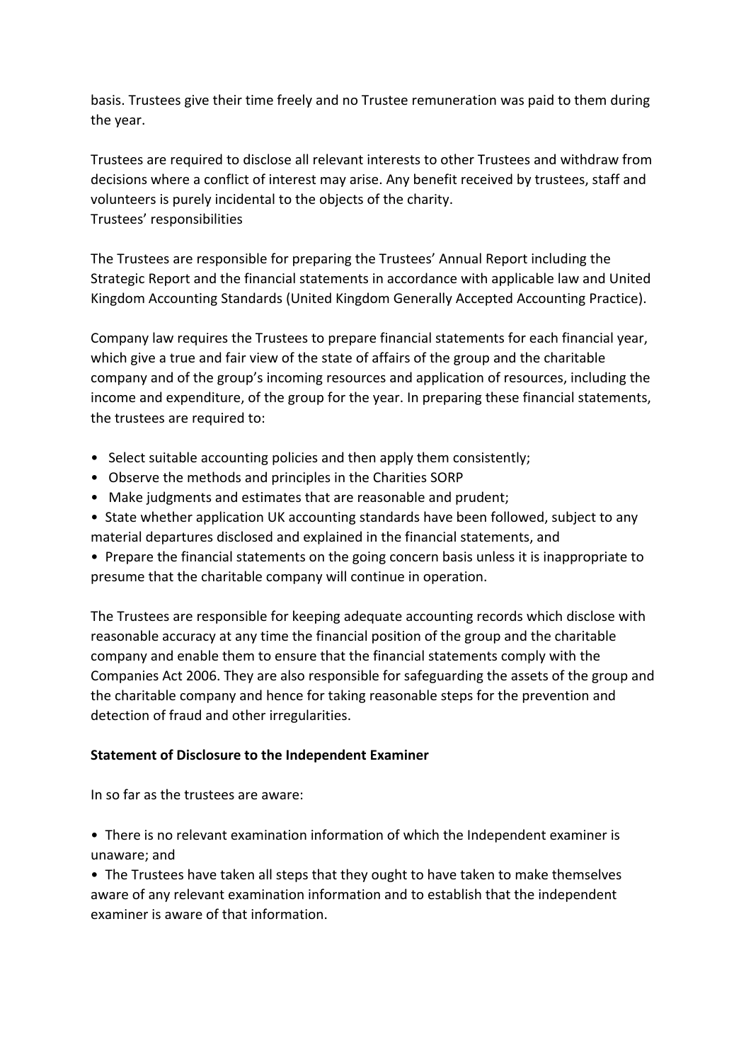basis. Trustees give their time freely and no Trustee remuneration was paid to them during the year.

Trustees are required to disclose all relevant interests to other Trustees and withdraw from decisions where a conflict of interest may arise. Any benefit received by trustees, staff and volunteers is purely incidental to the objects of the charity.
Trustees' responsibilities

The Trustees are responsible for preparing the Trustees' Annual Report including the Strategic Report and the financial statements in accordance with applicable law and United Kingdom Accounting Standards (United Kingdom Generally Accepted Accounting Practice).

Company law requires the Trustees to prepare financial statements for each financial year, which give a true and fair view of the state of affairs of the group and the charitable company and of the group's incoming resources and application of resources, including the income and expenditure, of the group for the year. In preparing these financial statements, the trustees are required to:

- Select suitable accounting policies and then apply them consistently;
- Observe the methods and principles in the Charities SORP
- Make judgments and estimates that are reasonable and prudent;
- State whether application UK accounting standards have been followed, subject to any material departures disclosed and explained in the financial statements, and
- Prepare the financial statements on the going concern basis unless it is inappropriate to presume that the charitable company will continue in operation.

The Trustees are responsible for keeping adequate accounting records which disclose with reasonable accuracy at any time the financial position of the group and the charitable company and enable them to ensure that the financial statements comply with the Companies Act 2006. They are also responsible for safeguarding the assets of the group and the charitable company and hence for taking reasonable steps for the prevention and detection of fraud and other irregularities.

**Statement of Disclosure to the Independent Examiner**

In so far as the trustees are aware:

- There is no relevant examination information of which the Independent examiner is unaware; and
- The Trustees have taken all steps that they ought to have taken to make themselves aware of any relevant examination information and to establish that the independent examiner is aware of that information.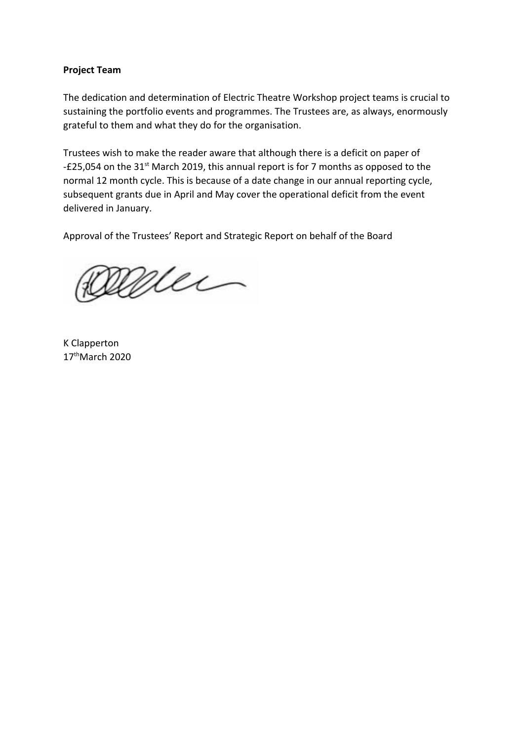**Project Team**

The dedication and determination of Electric Theatre Workshop project teams is crucial to sustaining the portfolio events and programmes. The Trustees are, as always, enormously grateful to them and what they do for the organisation.

Trustees wish to make the reader aware that although there is a deficit on paper of -£25,054 on the 31st March 2019, this annual report is for 7 months as opposed to the normal 12 month cycle. This is because of a date change in our annual reporting cycle, subsequent grants due in April and May cover the operational deficit from the event delivered in January.

Approval of the Trustees' Report and Strategic Report on behalf of the Board

K Clapperton
17th March 2020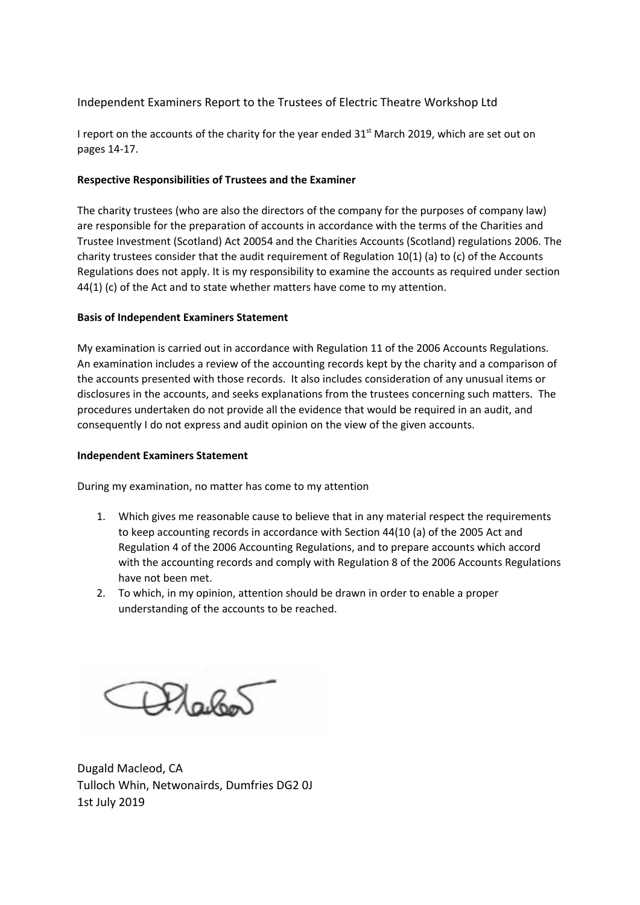# Independent Examiners Report to the Trustees of Electric Theatre Workshop Ltd

I report on the accounts of the charity for the year ended 31st March 2019, which are set out on pages 14-17.

**Respective Responsibilities of Trustees and the Examiner**

The charity trustees (who are also the directors of the company for the purposes of company law) are responsible for the preparation of accounts in accordance with the terms of the Charities and Trustee Investment (Scotland) Act 20054 and the Charities Accounts (Scotland) regulations 2006. The charity trustees consider that the audit requirement of Regulation 10(1) (a) to (c) of the Accounts Regulations does not apply. It is my responsibility to examine the accounts as required under section 44(1) (c) of the Act and to state whether matters have come to my attention.

**Basis of Independent Examiners Statement**

My examination is carried out in accordance with Regulation 11 of the 2006 Accounts Regulations. An examination includes a review of the accounting records kept by the charity and a comparison of the accounts presented with those records. It also includes consideration of any unusual items or disclosures in the accounts, and seeks explanations from the trustees concerning such matters. The procedures undertaken do not provide all the evidence that would be required in an audit, and consequently I do not express and audit opinion on the view of the given accounts.

**Independent Examiners Statement**

During my examination, no matter has come to my attention

1. Which gives me reasonable cause to believe that in any material respect the requirements to keep accounting records in accordance with Section 44(10 (a) of the 2005 Act and Regulation 4 of the 2006 Accounting Regulations, and to prepare accounts which accord with the accounting records and comply with Regulation 8 of the 2006 Accounts Regulations have not been met.
2. To which, in my opinion, attention should be drawn in order to enable a proper understanding of the accounts to be reached.

Dugald Macleod, CA
Tulloch Whin, Netwonairds, Dumfries DG2 0J
1st July 2019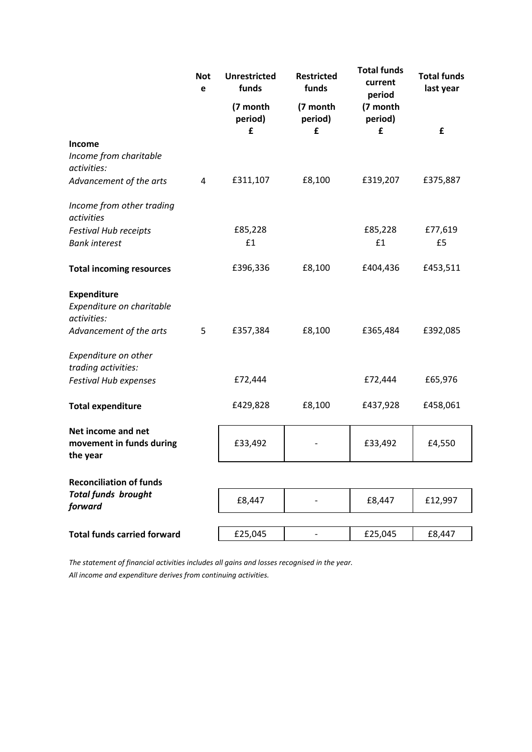| | Not e | Unrestricted funds (7 month period) £ | Restricted funds (7 month period) £ | Total funds current period (7 month period) £ | Total funds last year £ |
|---|---|---|---|---|---|
| **Income** | | | | | |
| *Income from charitable activities:* | | | | | |
| *Advancement of the arts* | 4 | £311,107 | £8,100 | £319,207 | £375,887 |
| *Income from other trading activities* | | | | | |
| *Festival Hub receipts* | | £85,228 | | £85,228 | £77,619 |
| *Bank interest* | | £1 | | £1 | £5 |
| **Total incoming resources** | | £396,336 | £8,100 | £404,436 | £453,511 |
| **Expenditure** | | | | | |
| *Expenditure on charitable activities:* | | | | | |
| *Advancement of the arts* | 5 | £357,384 | £8,100 | £365,484 | £392,085 |
| *Expenditure on other trading activities:* | | | | | |
| *Festival Hub expenses* | | £72,444 | | £72,444 | £65,976 |
| **Total expenditure** | | £429,828 | £8,100 | £437,928 | £458,061 |
| **Net income and net movement in funds during the year** | | £33,492 | - | £33,492 | £4,550 |
| **Reconciliation of funds** | | | | | |
| ***Total funds brought forward*** | | £8,447 | - | £8,447 | £12,997 |
| **Total funds carried forward** | | £25,045 | - | £25,045 | £8,447 |

*The statement of financial activities includes all gains and losses recognised in the year.*

*All income and expenditure derives from continuing activities.*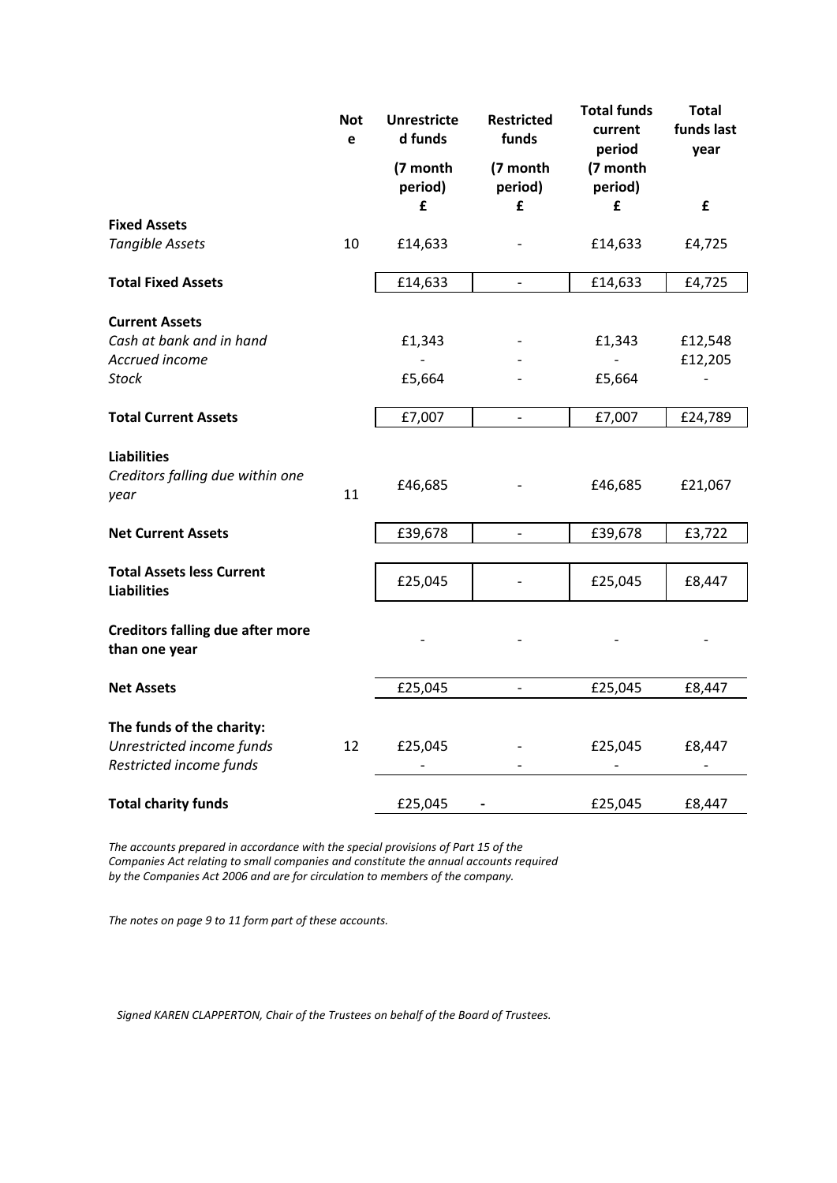| | Note | Unrestricted funds (7 month period) £ | Restricted funds (7 month period) £ | Total funds current period (7 month period) £ | Total funds last year £ |
|---|---|---|---|---|---|
| **Fixed Assets** | | | | | |
| *Tangible Assets* | 10 | £14,633 | - | £14,633 | £4,725 |
| **Total Fixed Assets** | | £14,633 | - | £14,633 | £4,725 |
| **Current Assets** | | | | | |
| *Cash at bank and in hand* | | £1,343 | - | £1,343 | £12,548 |
| *Accrued income* | | - | - | - | £12,205 |
| *Stock* | | £5,664 | - | £5,664 | - |
| **Total Current Assets** | | £7,007 | - | £7,007 | £24,789 |
| **Liabilities** | | | | | |
| *Creditors falling due within one year* | 11 | £46,685 | - | £46,685 | £21,067 |
| **Net Current Assets** | | £39,678 | - | £39,678 | £3,722 |
| **Total Assets less Current Liabilities** | | £25,045 | - | £25,045 | £8,447 |
| **Creditors falling due after more than one year** | | - | - | - | - |
| **Net Assets** | | £25,045 | - | £25,045 | £8,447 |
| **The funds of the charity:** | | | | | |
| *Unrestricted income funds* | 12 | £25,045 | - | £25,045 | £8,447 |
| *Restricted income funds* | | - | - | - | - |
| **Total charity funds** | | £25,045 | - | £25,045 | £8,447 |

*The accounts prepared in accordance with the special provisions of Part 15 of the Companies Act relating to small companies and constitute the annual accounts required by the Companies Act 2006 and are for circulation to members of the company.*

*The notes on page 9 to 11 form part of these accounts.*

*Signed KAREN CLAPPERTON, Chair of the Trustees on behalf of the Board of Trustees.*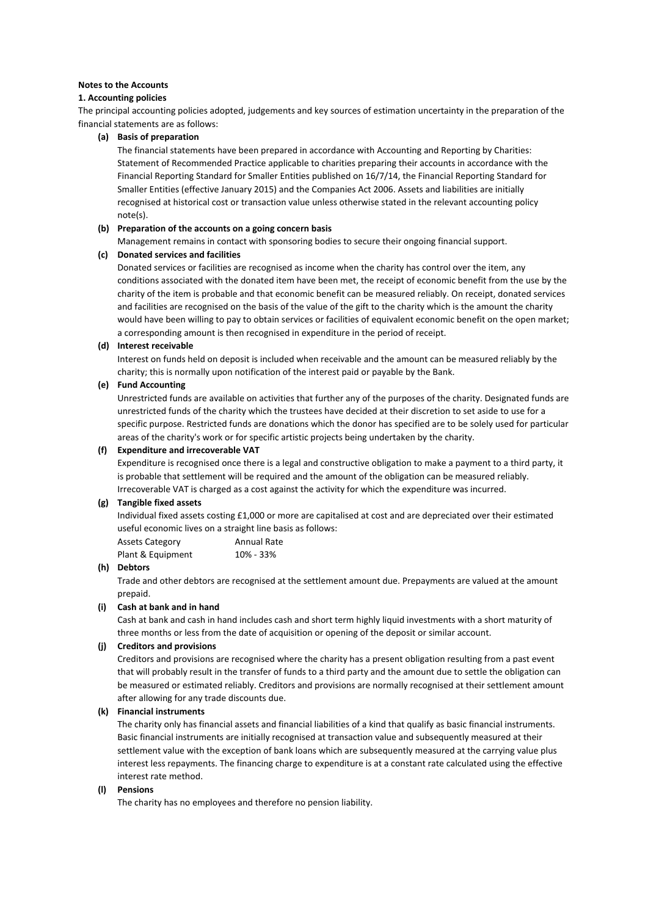**Notes to the Accounts**

**1. Accounting policies**

The principal accounting policies adopted, judgements and key sources of estimation uncertainty in the preparation of the financial statements are as follows:

**(a) Basis of preparation**

The financial statements have been prepared in accordance with Accounting and Reporting by Charities: Statement of Recommended Practice applicable to charities preparing their accounts in accordance with the Financial Reporting Standard for Smaller Entities published on 16/7/14, the Financial Reporting Standard for Smaller Entities (effective January 2015) and the Companies Act 2006. Assets and liabilities are initially recognised at historical cost or transaction value unless otherwise stated in the relevant accounting policy note(s).

**(b) Preparation of the accounts on a going concern basis**

Management remains in contact with sponsoring bodies to secure their ongoing financial support.

**(c) Donated services and facilities**

Donated services or facilities are recognised as income when the charity has control over the item, any conditions associated with the donated item have been met, the receipt of economic benefit from the use by the charity of the item is probable and that economic benefit can be measured reliably. On receipt, donated services and facilities are recognised on the basis of the value of the gift to the charity which is the amount the charity would have been willing to pay to obtain services or facilities of equivalent economic benefit on the open market; a corresponding amount is then recognised in expenditure in the period of receipt.

**(d) Interest receivable**

Interest on funds held on deposit is included when receivable and the amount can be measured reliably by the charity; this is normally upon notification of the interest paid or payable by the Bank.

**(e) Fund Accounting**

Unrestricted funds are available on activities that further any of the purposes of the charity. Designated funds are unrestricted funds of the charity which the trustees have decided at their discretion to set aside to use for a specific purpose. Restricted funds are donations which the donor has specified are to be solely used for particular areas of the charity's work or for specific artistic projects being undertaken by the charity.

**(f) Expenditure and irrecoverable VAT**

Expenditure is recognised once there is a legal and constructive obligation to make a payment to a third party, it is probable that settlement will be required and the amount of the obligation can be measured reliably. Irrecoverable VAT is charged as a cost against the activity for which the expenditure was incurred.

**(g) Tangible fixed assets**

Individual fixed assets costing £1,000 or more are capitalised at cost and are depreciated over their estimated useful economic lives on a straight line basis as follows:

| Assets Category | Annual Rate |
|---|---|
| Plant & Equipment | 10% - 33% |

**(h) Debtors**

Trade and other debtors are recognised at the settlement amount due. Prepayments are valued at the amount prepaid.

**(i) Cash at bank and in hand**

Cash at bank and cash in hand includes cash and short term highly liquid investments with a short maturity of three months or less from the date of acquisition or opening of the deposit or similar account.

**(j) Creditors and provisions**

Creditors and provisions are recognised where the charity has a present obligation resulting from a past event that will probably result in the transfer of funds to a third party and the amount due to settle the obligation can be measured or estimated reliably. Creditors and provisions are normally recognised at their settlement amount after allowing for any trade discounts due.

**(k) Financial instruments**

The charity only has financial assets and financial liabilities of a kind that qualify as basic financial instruments. Basic financial instruments are initially recognised at transaction value and subsequently measured at their settlement value with the exception of bank loans which are subsequently measured at the carrying value plus interest less repayments. The financing charge to expenditure is at a constant rate calculated using the effective interest rate method.

**(l) Pensions**

The charity has no employees and therefore no pension liability.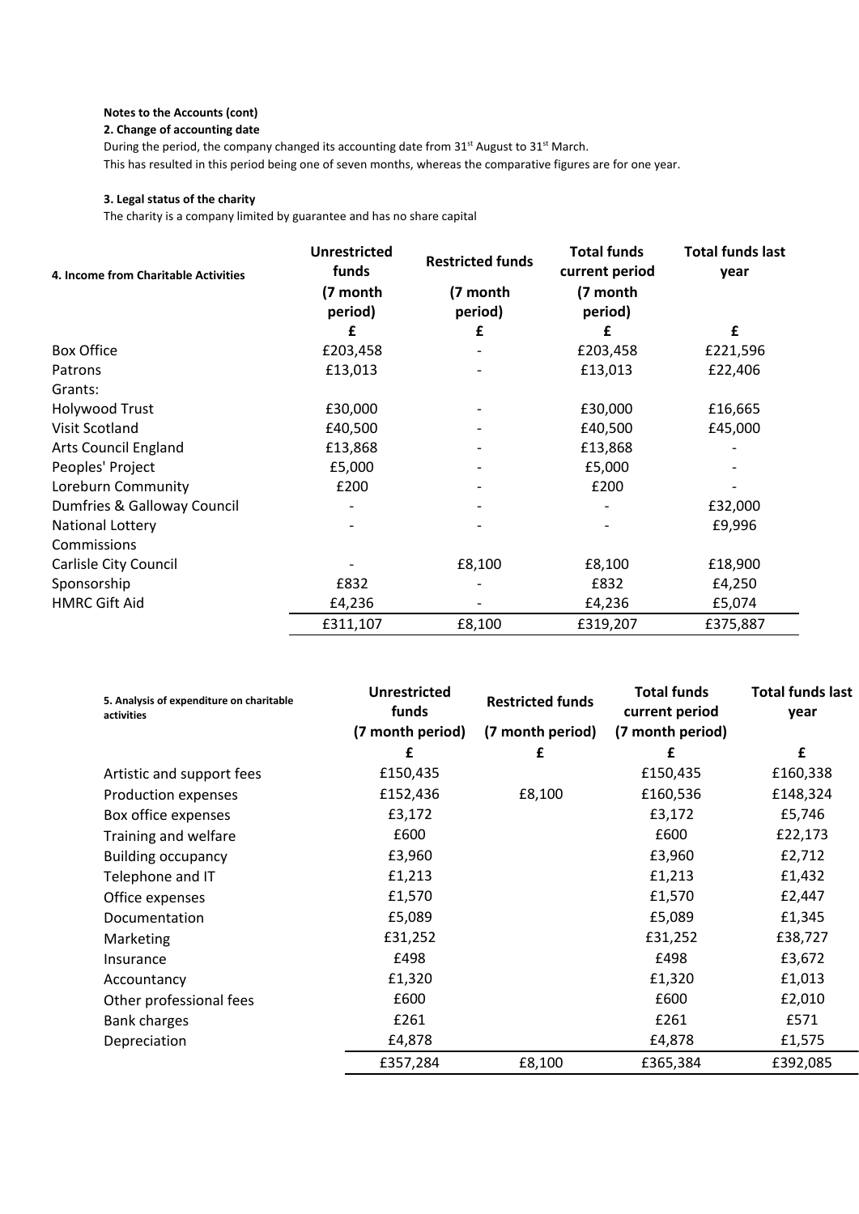**Notes to the Accounts (cont)**

**2. Change of accounting date**

During the period, the company changed its accounting date from 31st August to 31st March.

This has resulted in this period being one of seven months, whereas the comparative figures are for one year.

**3. Legal status of the charity**

The charity is a company limited by guarantee and has no share capital

| 4. Income from Charitable Activities | Unrestricted funds (7 month period) | Restricted funds (7 month period) | Total funds current period (7 month period) | Total funds last year |
|---|---|---|---|---|
| | £ | £ | £ | £ |
| Box Office | £203,458 | - | £203,458 | £221,596 |
| Patrons | £13,013 | - | £13,013 | £22,406 |
| Grants: | | | | |
| Holywood Trust | £30,000 | - | £30,000 | £16,665 |
| Visit Scotland | £40,500 | - | £40,500 | £45,000 |
| Arts Council England | £13,868 | - | £13,868 | - |
| Peoples' Project | £5,000 | - | £5,000 | - |
| Loreburn Community | £200 | - | £200 | - |
| Dumfries & Galloway Council | - | - | - | £32,000 |
| National Lottery | - | - | - | £9,996 |
| Commissions | | | | |
| Carlisle City Council | - | £8,100 | £8,100 | £18,900 |
| Sponsorship | £832 | - | £832 | £4,250 |
| HMRC Gift Aid | £4,236 | - | £4,236 | £5,074 |
| | £311,107 | £8,100 | £319,207 | £375,887 |

| 5. Analysis of expenditure on charitable activities | Unrestricted funds (7 month period) | Restricted funds (7 month period) | Total funds current period (7 month period) | Total funds last year |
|---|---|---|---|---|
| | £ | £ | £ | £ |
| Artistic and support fees | £150,435 | | £150,435 | £160,338 |
| Production expenses | £152,436 | £8,100 | £160,536 | £148,324 |
| Box office expenses | £3,172 | | £3,172 | £5,746 |
| Training and welfare | £600 | | £600 | £22,173 |
| Building occupancy | £3,960 | | £3,960 | £2,712 |
| Telephone and IT | £1,213 | | £1,213 | £1,432 |
| Office expenses | £1,570 | | £1,570 | £2,447 |
| Documentation | £5,089 | | £5,089 | £1,345 |
| Marketing | £31,252 | | £31,252 | £38,727 |
| Insurance | £498 | | £498 | £3,672 |
| Accountancy | £1,320 | | £1,320 | £1,013 |
| Other professional fees | £600 | | £600 | £2,010 |
| Bank charges | £261 | | £261 | £571 |
| Depreciation | £4,878 | | £4,878 | £1,575 |
| | £357,284 | £8,100 | £365,384 | £392,085 |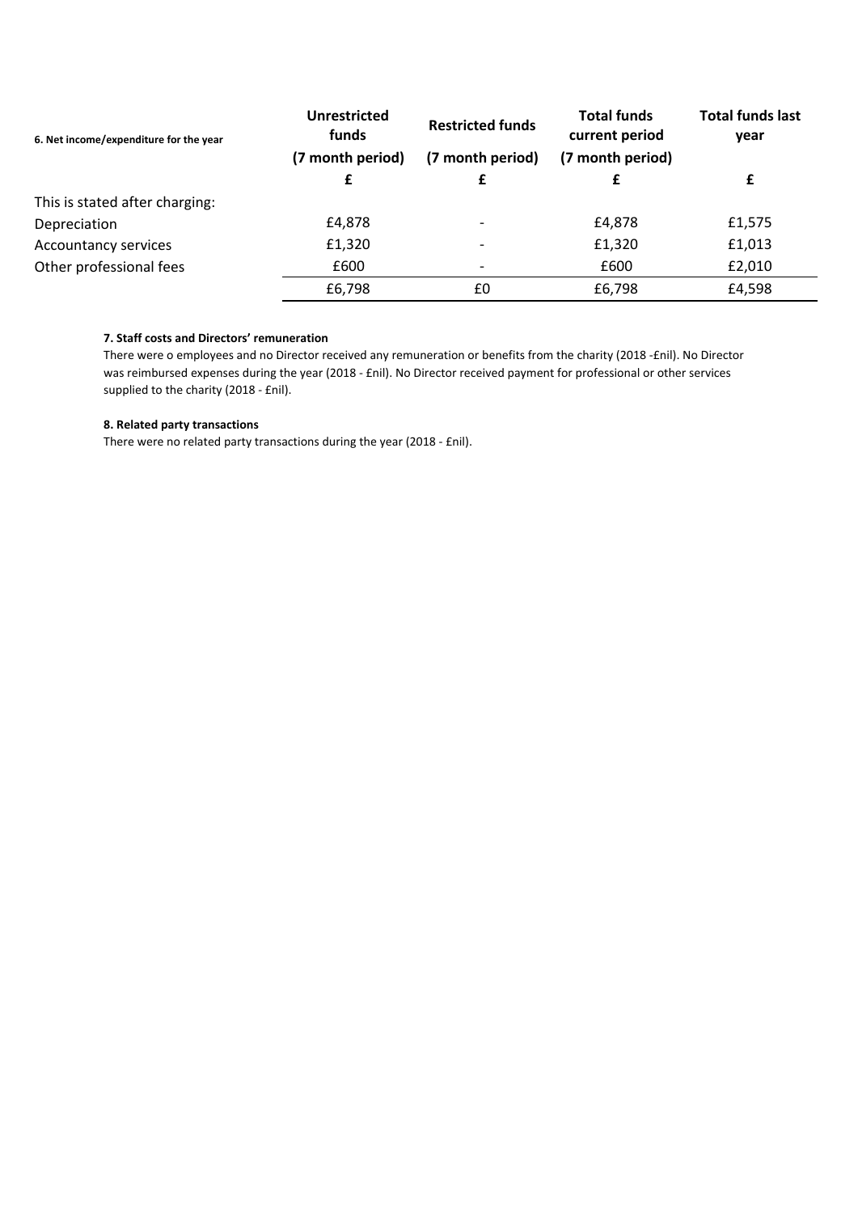| 6. Net income/expenditure for the year | Unrestricted funds (7 month period) | Restricted funds (7 month period) | Total funds current period (7 month period) | Total funds last year |
|---|---|---|---|---|
| | £ | £ | £ | £ |
| This is stated after charging: | | | | |
| Depreciation | £4,878 | - | £4,878 | £1,575 |
| Accountancy services | £1,320 | - | £1,320 | £1,013 |
| Other professional fees | £600 | - | £600 | £2,010 |
| | £6,798 | £0 | £6,798 | £4,598 |

**7. Staff costs and Directors' remuneration**

There were o employees and no Director received any remuneration or benefits from the charity (2018 -£nil). No Director was reimbursed expenses during the year (2018 - £nil). No Director received payment for professional or other services supplied to the charity (2018 - £nil).

**8. Related party transactions**

There were no related party transactions during the year (2018 - £nil).